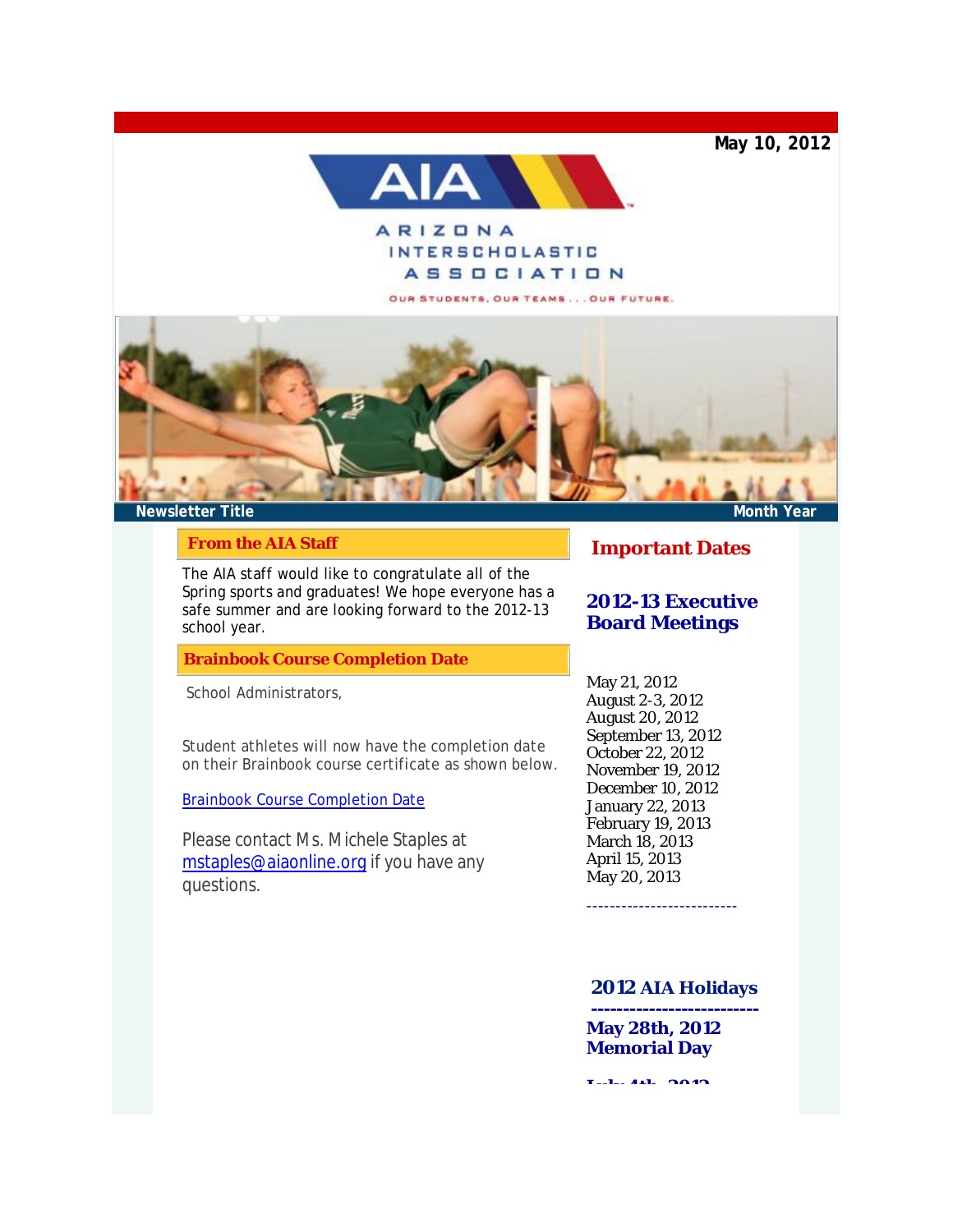May 10, 2012

ARIZONA INTERSCHOLASTIC ASSOCIATION

OUR STUDENTS, OUR TEAMS . . . OUR FUTURE.

**Newsletter Title** **Month Year**

## From the AIA Staff

The AIA staff would like to congratulate all of the Spring sports and graduates! We hope everyone has a safe summer and are looking forward to the 2012-13 school year.

## Brainbook Course Completion Date

School Administrators,

Student athletes will now have the completion date on their Brainbook course certificate as shown below.

[Brainbook Course Completion Date]

Please contact Ms. Michele Staples at mstaples@aiaonline.org if you have any questions.

## Important Dates

### 2012-13 Executive Board Meetings

May 21, 2012
August 2-3, 2012
August 20, 2012
September 13, 2012
October 22, 2012
November 19, 2012
December 10, 2012
January 22, 2013
February 19, 2013
March 18, 2013
April 15, 2013
May 20, 2013

--------------------------

### 2012 AIA Holidays

--------------------------

**May 28th, 2012**
**Memorial Day**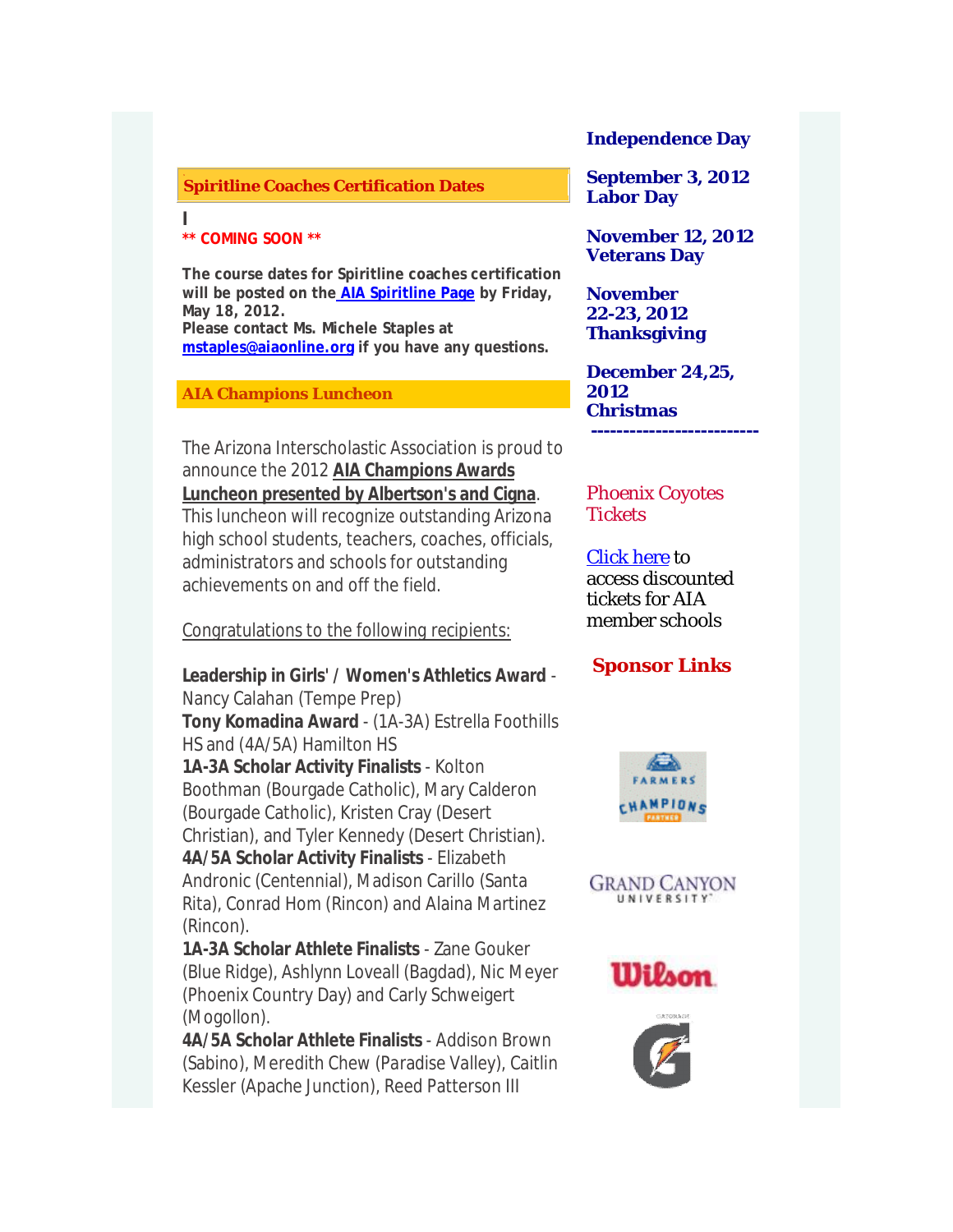## Spiritline Coaches Certification Dates

I

**\*\* COMING SOON \*\***

**The course dates for Spiritline coaches certification will be posted on the AIA Spiritline Page by Friday, May 18, 2012.**
**Please contact Ms. Michele Staples at mstaples@aiaonline.org if you have any questions.**

## AIA Champions Luncheon

The Arizona Interscholastic Association is proud to announce the 2012 **AIA Champions Awards Luncheon presented by Albertson's and Cigna**. This luncheon will recognize outstanding Arizona high school students, teachers, coaches, officials, administrators and schools for outstanding achievements on and off the field.

Congratulations to the following recipients:

**Leadership in Girls' / Women's Athletics Award** - Nancy Calahan (Tempe Prep)
**Tony Komadina Award** - (1A-3A) Estrella Foothills HS and (4A/5A) Hamilton HS
**1A-3A Scholar Activity Finalists** - Kolton Boothman (Bourgade Catholic), Mary Calderon (Bourgade Catholic), Kristen Cray (Desert Christian), and Tyler Kennedy (Desert Christian).
**4A/5A Scholar Activity Finalists** - Elizabeth Andronic (Centennial), Madison Carillo (Santa Rita), Conrad Hom (Rincon) and Alaina Martinez (Rincon).
**1A-3A Scholar Athlete Finalists** - Zane Gouker (Blue Ridge), Ashlynn Loveall (Bagdad), Nic Meyer (Phoenix Country Day) and Carly Schweigert (Mogollon).
**4A/5A Scholar Athlete Finalists** - Addison Brown (Sabino), Meredith Chew (Paradise Valley), Caitlin Kessler (Apache Junction), Reed Patterson III

**Independence Day**

**September 3, 2012**
**Labor Day**

**November 12, 2012**
**Veterans Day**

**November 22-23, 2012**
**Thanksgiving**

**December 24,25, 2012**
**Christmas**

**--------------------------**

Phoenix Coyotes Tickets

Click here to access discounted tickets for AIA member schools

**Sponsor Links**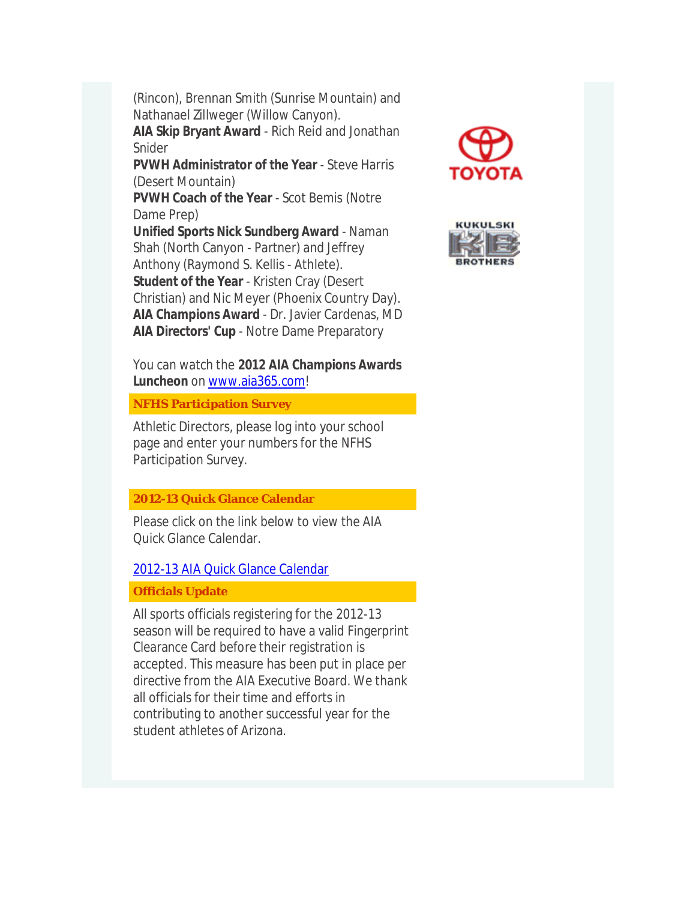(Rincon), Brennan Smith (Sunrise Mountain) and Nathanael Zillweger (Willow Canyon).
**AIA Skip Bryant Award** - Rich Reid and Jonathan Snider
**PVWH Administrator of the Year** - Steve Harris (Desert Mountain)
**PVWH Coach of the Year** - Scot Bemis (Notre Dame Prep)
**Unified Sports Nick Sundberg Award** - Naman Shah (North Canyon - Partner) and Jeffrey Anthony (Raymond S. Kellis - Athlete).
**Student of the Year** - Kristen Cray (Desert Christian) and Nic Meyer (Phoenix Country Day).
**AIA Champions Award** - Dr. Javier Cardenas, MD
**AIA Directors' Cup** - Notre Dame Preparatory

You can watch the **2012 AIA Champions Awards Luncheon** on www.aia365.com!

## NFHS Participation Survey

Athletic Directors, please log into your school page and enter your numbers for the NFHS Participation Survey.

## 2012-13 Quick Glance Calendar

Please click on the link below to view the AIA Quick Glance Calendar.

2012-13 AIA Quick Glance Calendar

## Officials Update

All sports officials registering for the 2012-13 season will be required to have a valid Fingerprint Clearance Card before their registration is accepted. This measure has been put in place per directive from the AIA Executive Board. We thank all officials for their time and efforts in contributing to another successful year for the student athletes of Arizona.

TOYOTA

KUKULSKI BROTHERS